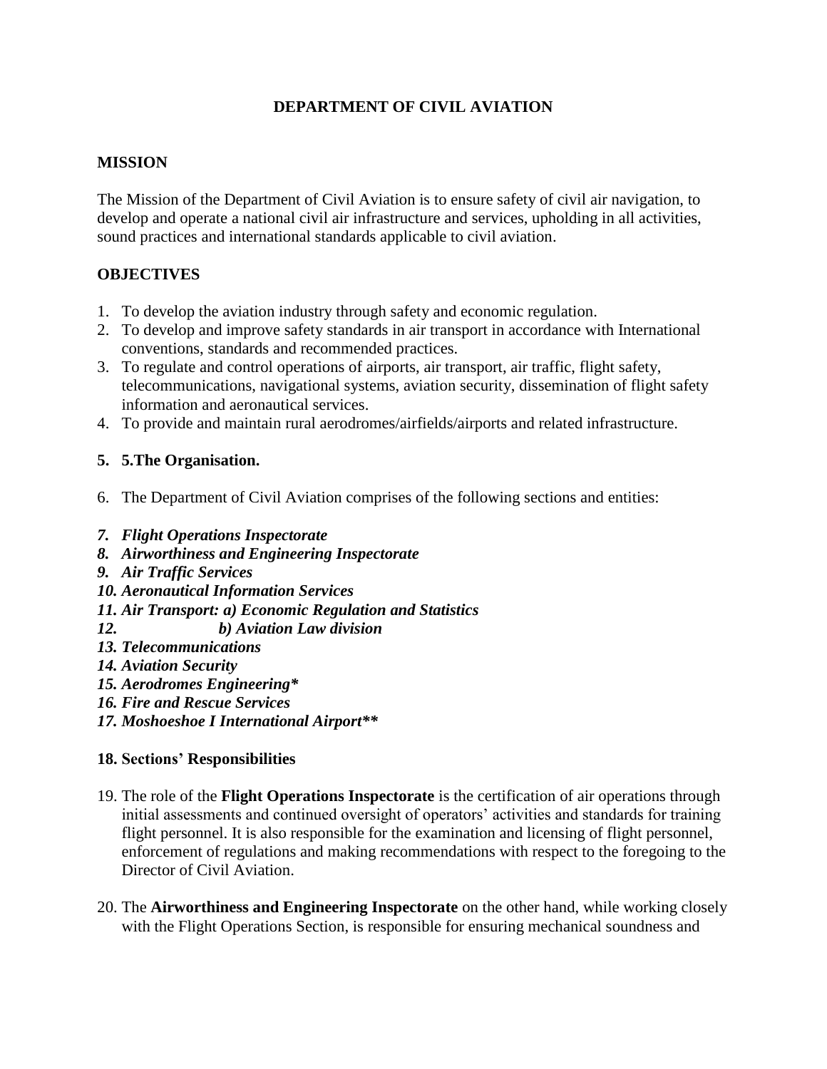**DEPARTMENT OF CIVIL AVIATION**

## MISSION

The Mission of the Department of Civil Aviation is to ensure safety of civil air navigation, to develop and operate a national civil air infrastructure and services, upholding in all activities, sound practices and international standards applicable to civil aviation.

## OBJECTIVES

1. To develop the aviation industry through safety and economic regulation.
2. To develop and improve safety standards in air transport in accordance with International conventions, standards and recommended practices.
3. To regulate and control operations of airports, air transport, air traffic, flight safety, telecommunications, navigational systems, aviation security, dissemination of flight safety information and aeronautical services.
4. To provide and maintain rural aerodromes/airfields/airports and related infrastructure.

5. **5.The Organisation.**

6. The Department of Civil Aviation comprises of the following sections and entities:

7. ***Flight Operations Inspectorate***
8. ***Airworthiness and Engineering Inspectorate***
9. ***Air Traffic Services***
10. ***Aeronautical Information Services***
11. ***Air Transport: a) Economic Regulation and Statistics***
12. ***b) Aviation Law division***
13. ***Telecommunications***
14. ***Aviation Security***
15. ***Aerodromes Engineering****
16. ***Fire and Rescue Services***
17. ***Moshoeshoe I International Airport*****

18. **Sections' Responsibilities**

19. The role of the **Flight Operations Inspectorate** is the certification of air operations through initial assessments and continued oversight of operators' activities and standards for training flight personnel. It is also responsible for the examination and licensing of flight personnel, enforcement of regulations and making recommendations with respect to the foregoing to the Director of Civil Aviation.

20. The **Airworthiness and Engineering Inspectorate** on the other hand, while working closely with the Flight Operations Section, is responsible for ensuring mechanical soundness and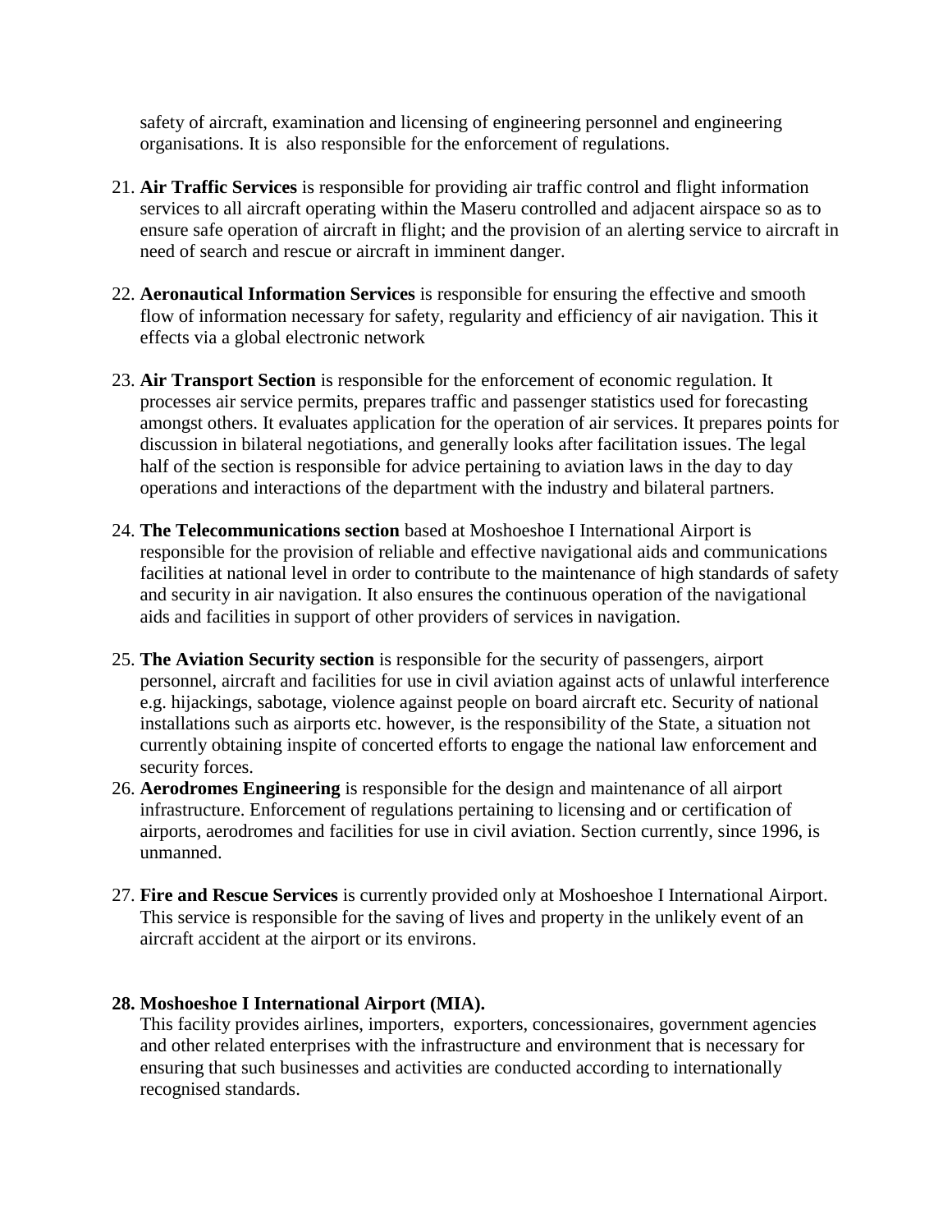safety of aircraft, examination and licensing of engineering personnel and engineering organisations. It is also responsible for the enforcement of regulations.

21. **Air Traffic Services** is responsible for providing air traffic control and flight information services to all aircraft operating within the Maseru controlled and adjacent airspace so as to ensure safe operation of aircraft in flight; and the provision of an alerting service to aircraft in need of search and rescue or aircraft in imminent danger.

22. **Aeronautical Information Services** is responsible for ensuring the effective and smooth flow of information necessary for safety, regularity and efficiency of air navigation. This it effects via a global electronic network

23. **Air Transport Section** is responsible for the enforcement of economic regulation. It processes air service permits, prepares traffic and passenger statistics used for forecasting amongst others. It evaluates application for the operation of air services. It prepares points for discussion in bilateral negotiations, and generally looks after facilitation issues. The legal half of the section is responsible for advice pertaining to aviation laws in the day to day operations and interactions of the department with the industry and bilateral partners.

24. **The Telecommunications section** based at Moshoeshoe I International Airport is responsible for the provision of reliable and effective navigational aids and communications facilities at national level in order to contribute to the maintenance of high standards of safety and security in air navigation. It also ensures the continuous operation of the navigational aids and facilities in support of other providers of services in navigation.

25. **The Aviation Security section** is responsible for the security of passengers, airport personnel, aircraft and facilities for use in civil aviation against acts of unlawful interference e.g. hijackings, sabotage, violence against people on board aircraft etc. Security of national installations such as airports etc. however, is the responsibility of the State, a situation not currently obtaining inspite of concerted efforts to engage the national law enforcement and security forces.

26. **Aerodromes Engineering** is responsible for the design and maintenance of all airport infrastructure. Enforcement of regulations pertaining to licensing and or certification of airports, aerodromes and facilities for use in civil aviation. Section currently, since 1996, is unmanned.

27. **Fire and Rescue Services** is currently provided only at Moshoeshoe I International Airport. This service is responsible for the saving of lives and property in the unlikely event of an aircraft accident at the airport or its environs.

28. **Moshoeshoe I International Airport (MIA).**

    This facility provides airlines, importers, exporters, concessionaires, government agencies and other related enterprises with the infrastructure and environment that is necessary for ensuring that such businesses and activities are conducted according to internationally recognised standards.